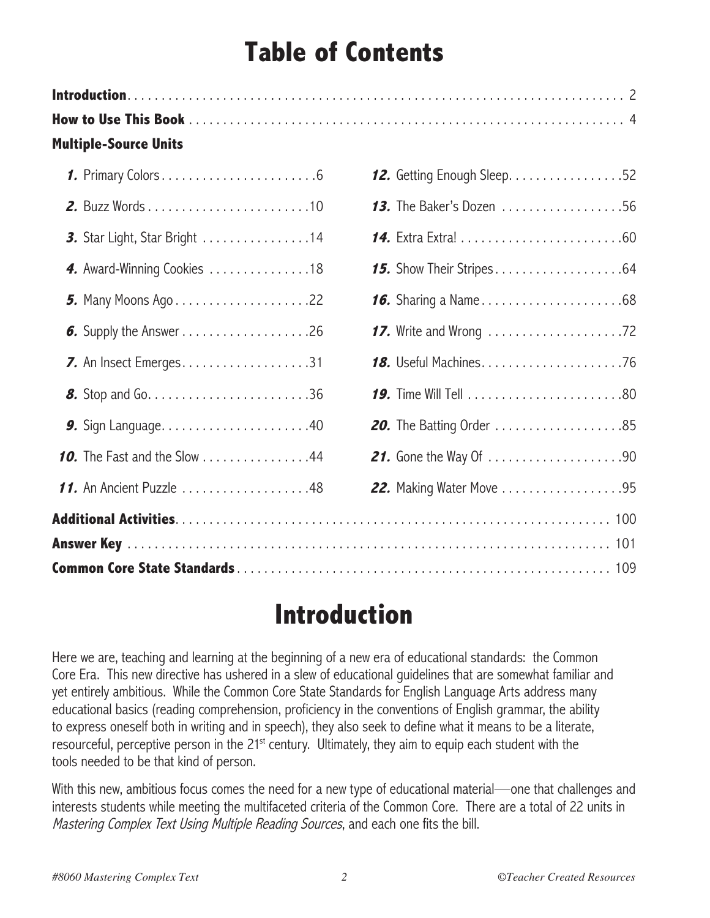# Table of Contents

**Introduction** . . . . . . . . . . 2

**How to Use This Book** . . . . . . . . . . 4

**Multiple-Source Units**

1. Primary Colors . . . . . . . . . . 6
2. Buzz Words . . . . . . . . . . 10
3. Star Light, Star Bright . . . . . . . . . . 14
4. Award-Winning Cookies . . . . . . . . . . 18
5. Many Moons Ago . . . . . . . . . . 22
6. Supply the Answer . . . . . . . . . . 26
7. An Insect Emerges . . . . . . . . . . 31
8. Stop and Go . . . . . . . . . . 36
9. Sign Language . . . . . . . . . . 40
10. The Fast and the Slow . . . . . . . . . . 44
11. An Ancient Puzzle . . . . . . . . . . 48
12. Getting Enough Sleep . . . . . . . . . . 52
13. The Baker's Dozen . . . . . . . . . . 56
14. Extra Extra! . . . . . . . . . . 60
15. Show Their Stripes . . . . . . . . . . 64
16. Sharing a Name . . . . . . . . . . 68
17. Write and Wrong . . . . . . . . . . 72
18. Useful Machines . . . . . . . . . . 76
19. Time Will Tell . . . . . . . . . . 80
20. The Batting Order . . . . . . . . . . 85
21. Gone the Way Of . . . . . . . . . . 90
22. Making Water Move . . . . . . . . . . 95

**Additional Activities** . . . . . . . . . . 100

**Answer Key** . . . . . . . . . . 101

**Common Core State Standards** . . . . . . . . . . 109

# Introduction

Here we are, teaching and learning at the beginning of a new era of educational standards: the Common Core Era. This new directive has ushered in a slew of educational guidelines that are somewhat familiar and yet entirely ambitious. While the Common Core State Standards for English Language Arts address many educational basics (reading comprehension, proficiency in the conventions of English grammar, the ability to express oneself both in writing and in speech), they also seek to define what it means to be a literate, resourceful, perceptive person in the 21st century. Ultimately, they aim to equip each student with the tools needed to be that kind of person.

With this new, ambitious focus comes the need for a new type of educational material—one that challenges and interests students while meeting the multifaceted criteria of the Common Core. There are a total of 22 units in *Mastering Complex Text Using Multiple Reading Sources*, and each one fits the bill.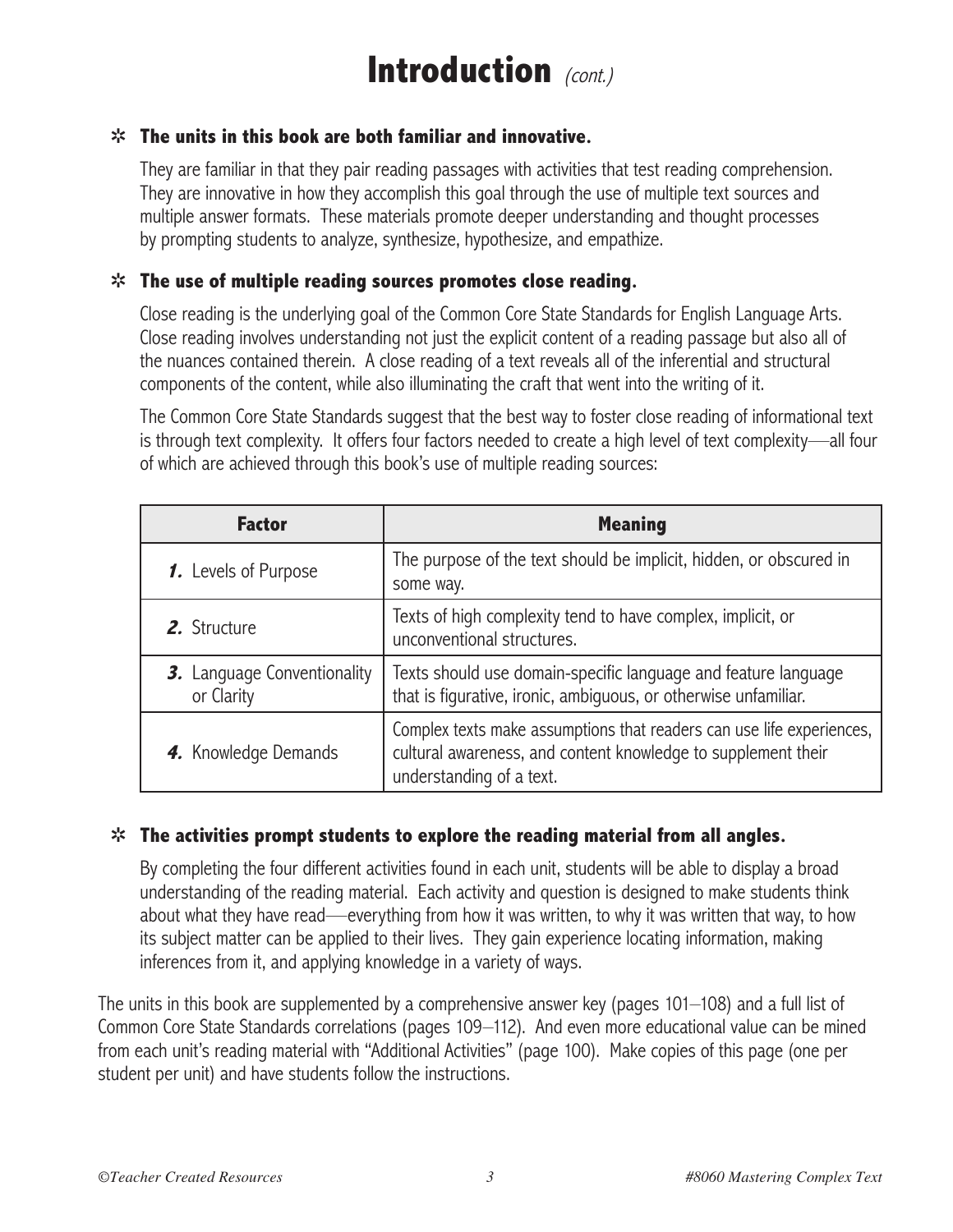# Introduction *(cont.)*

### ✲ The units in this book are both familiar and innovative.

They are familiar in that they pair reading passages with activities that test reading comprehension. They are innovative in how they accomplish this goal through the use of multiple text sources and multiple answer formats. These materials promote deeper understanding and thought processes by prompting students to analyze, synthesize, hypothesize, and empathize.

### ✲ The use of multiple reading sources promotes close reading.

Close reading is the underlying goal of the Common Core State Standards for English Language Arts. Close reading involves understanding not just the explicit content of a reading passage but also all of the nuances contained therein. A close reading of a text reveals all of the inferential and structural components of the content, while also illuminating the craft that went into the writing of it.

The Common Core State Standards suggest that the best way to foster close reading of informational text is through text complexity. It offers four factors needed to create a high level of text complexity—all four of which are achieved through this book's use of multiple reading sources:

| Factor | Meaning |
| --- | --- |
| ***1.*** Levels of Purpose | The purpose of the text should be implicit, hidden, or obscured in some way. |
| ***2.*** Structure | Texts of high complexity tend to have complex, implicit, or unconventional structures. |
| ***3.*** Language Conventionality or Clarity | Texts should use domain-specific language and feature language that is figurative, ironic, ambiguous, or otherwise unfamiliar. |
| ***4.*** Knowledge Demands | Complex texts make assumptions that readers can use life experiences, cultural awareness, and content knowledge to supplement their understanding of a text. |

### ✲ The activities prompt students to explore the reading material from all angles.

By completing the four different activities found in each unit, students will be able to display a broad understanding of the reading material. Each activity and question is designed to make students think about what they have read—everything from how it was written, to why it was written that way, to how its subject matter can be applied to their lives. They gain experience locating information, making inferences from it, and applying knowledge in a variety of ways.

The units in this book are supplemented by a comprehensive answer key (pages 101–108) and a full list of Common Core State Standards correlations (pages 109–112). And even more educational value can be mined from each unit's reading material with "Additional Activities" (page 100). Make copies of this page (one per student per unit) and have students follow the instructions.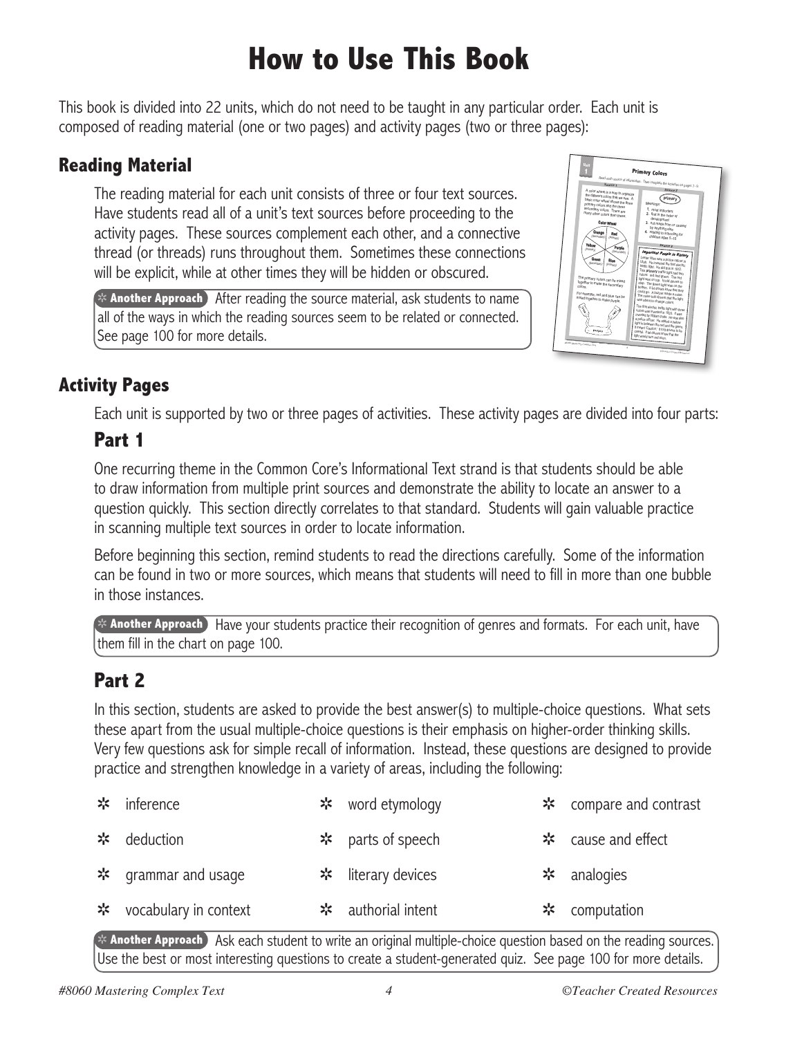# How to Use This Book

This book is divided into 22 units, which do not need to be taught in any particular order. Each unit is composed of reading material (one or two pages) and activity pages (two or three pages):

## Reading Material

The reading material for each unit consists of three or four text sources. Have students read all of a unit's text sources before proceeding to the activity pages. These sources complement each other, and a connective thread (or threads) runs throughout them. Sometimes these connections will be explicit, while at other times they will be hidden or obscured.

> **Another Approach** After reading the source material, ask students to name all of the ways in which the reading sources seem to be related or connected. See page 100 for more details.

## Activity Pages

Each unit is supported by two or three pages of activities. These activity pages are divided into four parts:

### Part 1

One recurring theme in the Common Core's Informational Text strand is that students should be able to draw information from multiple print sources and demonstrate the ability to locate an answer to a question quickly. This section directly correlates to that standard. Students will gain valuable practice in scanning multiple text sources in order to locate information.

Before beginning this section, remind students to read the directions carefully. Some of the information can be found in two or more sources, which means that students will need to fill in more than one bubble in those instances.

> **Another Approach** Have your students practice their recognition of genres and formats. For each unit, have them fill in the chart on page 100.

### Part 2

In this section, students are asked to provide the best answer(s) to multiple-choice questions. What sets these apart from the usual multiple-choice questions is their emphasis on higher-order thinking skills. Very few questions ask for simple recall of information. Instead, these questions are designed to provide practice and strengthen knowledge in a variety of areas, including the following:

- inference
- deduction
- grammar and usage
- vocabulary in context
- word etymology
- parts of speech
- literary devices
- authorial intent
- compare and contrast
- cause and effect
- analogies
- computation

> **Another Approach** Ask each student to write an original multiple-choice question based on the reading sources. Use the best or most interesting questions to create a student-generated quiz. See page 100 for more details.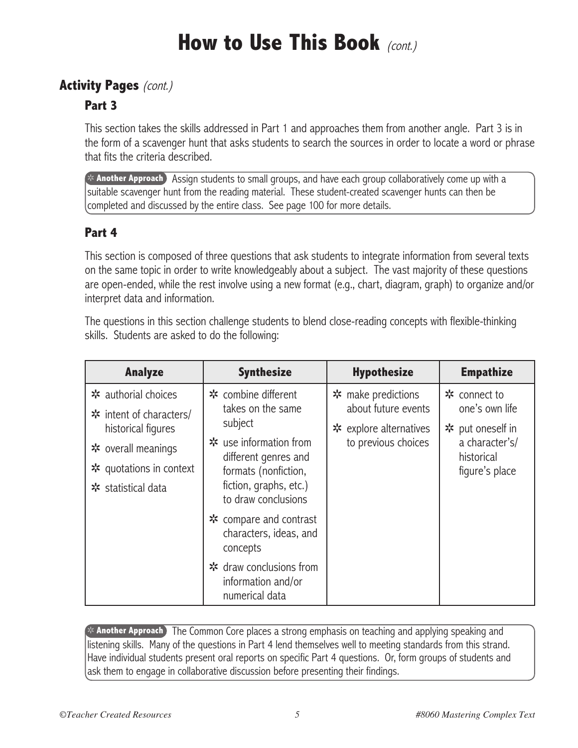# How to Use This Book *(cont.)*

## Activity Pages *(cont.)*

### Part 3

This section takes the skills addressed in Part 1 and approaches them from another angle. Part 3 is in the form of a scavenger hunt that asks students to search the sources in order to locate a word or phrase that fits the criteria described.

> **Another Approach** Assign students to small groups, and have each group collaboratively come up with a suitable scavenger hunt from the reading material. These student-created scavenger hunts can then be completed and discussed by the entire class. See page 100 for more details.

### Part 4

This section is composed of three questions that ask students to integrate information from several texts on the same topic in order to write knowledgeably about a subject. The vast majority of these questions are open-ended, while the rest involve using a new format (e.g., chart, diagram, graph) to organize and/or interpret data and information.

The questions in this section challenge students to blend close-reading concepts with flexible-thinking skills. Students are asked to do the following:

| Analyze | Synthesize | Hypothesize | Empathize |
|---|---|---|---|
| * authorial choices<br>* intent of characters/ historical figures<br>* overall meanings<br>* quotations in context<br>* statistical data | * combine different takes on the same subject<br>* use information from different genres and formats (nonfiction, fiction, graphs, etc.) to draw conclusions<br>* compare and contrast characters, ideas, and concepts<br>* draw conclusions from information and/or numerical data | * make predictions about future events<br>* explore alternatives to previous choices | * connect to one's own life<br>* put oneself in a character's/ historical figure's place |

> **Another Approach** The Common Core places a strong emphasis on teaching and applying speaking and listening skills. Many of the questions in Part 4 lend themselves well to meeting standards from this strand. Have individual students present oral reports on specific Part 4 questions. Or, form groups of students and ask them to engage in collaborative discussion before presenting their findings.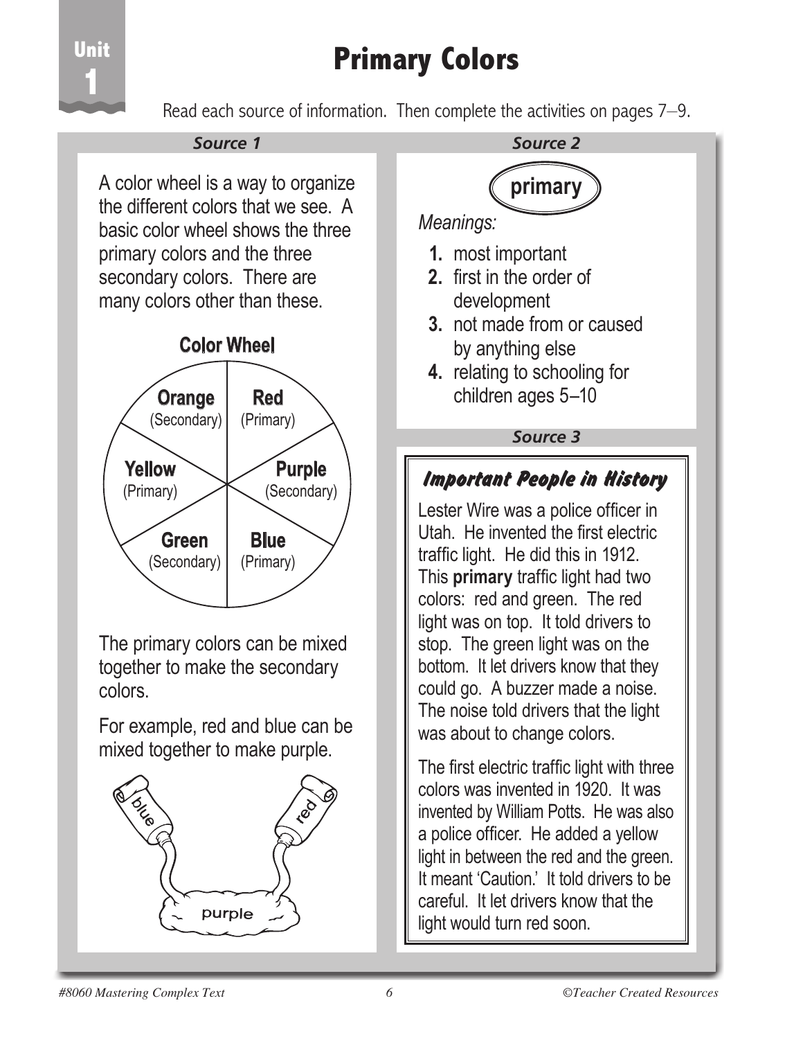Unit 1

# Primary Colors

Read each source of information. Then complete the activities on pages 7–9.

### *Source 1*

A color wheel is a way to organize the different colors that we see. A basic color wheel shows the three primary colors and the three secondary colors. There are many colors other than these.

**Color Wheel**

**Orange** (Secondary)
**Red** (Primary)
**Yellow** (Primary)
**Purple** (Secondary)
**Green** (Secondary)
**Blue** (Primary)

The primary colors can be mixed together to make the secondary colors.

For example, red and blue can be mixed together to make purple.

blue red purple

### *Source 2*

**primary**

*Meanings:*

1. most important
2. first in the order of development
3. not made from or caused by anything else
4. relating to schooling for children ages 5–10

### *Source 3*

***Important People in History***

Lester Wire was a police officer in Utah. He invented the first electric traffic light. He did this in 1912. This **primary** traffic light had two colors: red and green. The red light was on top. It told drivers to stop. The green light was on the bottom. It let drivers know that they could go. A buzzer made a noise. The noise told drivers that the light was about to change colors.

The first electric traffic light with three colors was invented in 1920. It was invented by William Potts. He was also a police officer. He added a yellow light in between the red and the green. It meant 'Caution.' It told drivers to be careful. It let drivers know that the light would turn red soon.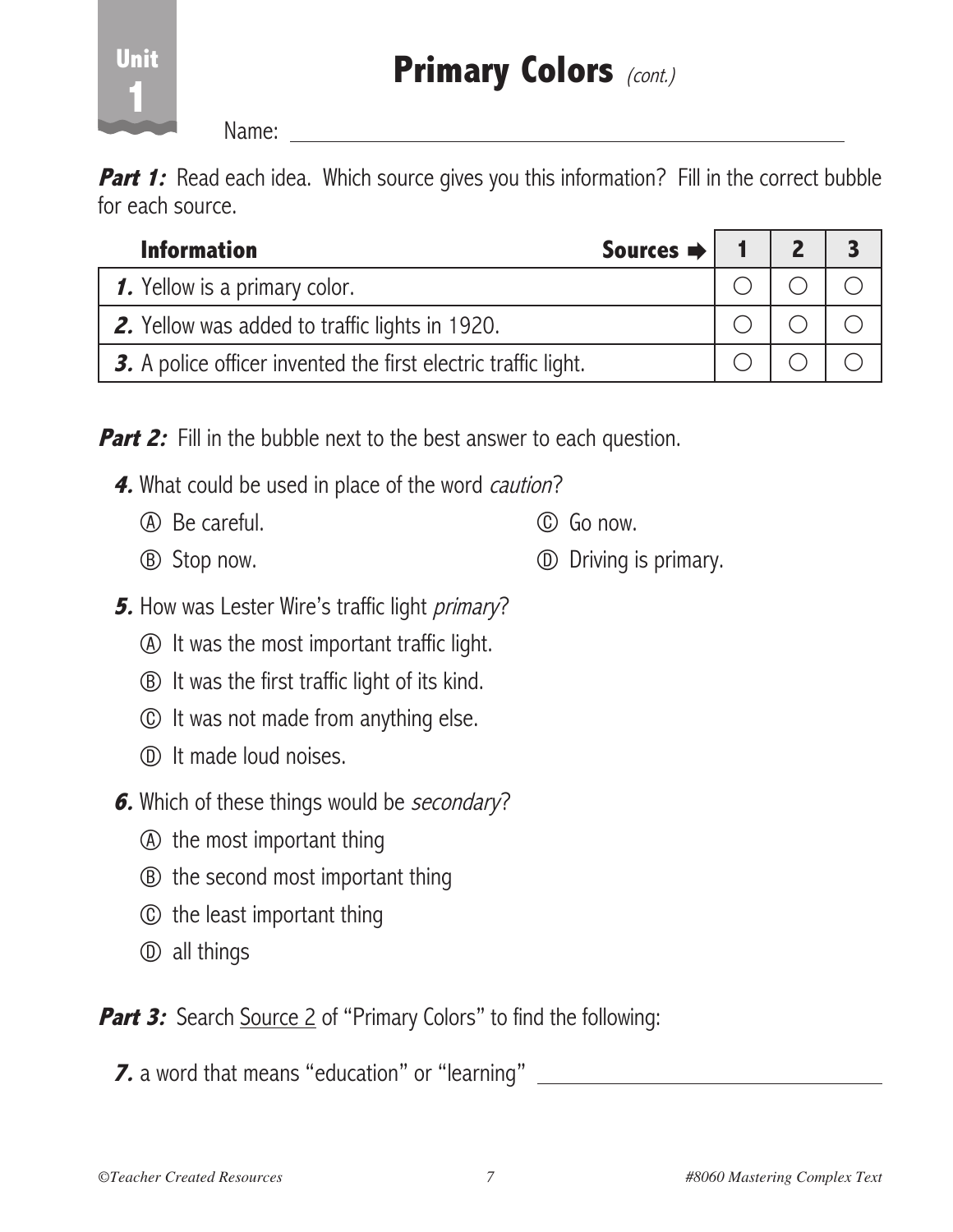Unit 1

# Primary Colors *(cont.)*

Name: ______________________________

***Part 1:*** Read each idea. Which source gives you this information? Fill in the correct bubble for each source.

| **Information** &nbsp;&nbsp;&nbsp;&nbsp;&nbsp;&nbsp;&nbsp;&nbsp;&nbsp;&nbsp;&nbsp;&nbsp;&nbsp;&nbsp;&nbsp;&nbsp;&nbsp;&nbsp;&nbsp;&nbsp;&nbsp;&nbsp;&nbsp;&nbsp;&nbsp;&nbsp;&nbsp;&nbsp;&nbsp;&nbsp; **Sources** ➡ | **1** | **2** | **3** |
|---|---|---|---|
| ***1.*** Yellow is a primary color. | ○ | ○ | ○ |
| ***2.*** Yellow was added to traffic lights in 1920. | ○ | ○ | ○ |
| ***3.*** A police officer invented the first electric traffic light. | ○ | ○ | ○ |

***Part 2:*** Fill in the bubble next to the best answer to each question.

***4.*** What could be used in place of the word *caution*?

Ⓐ Be careful.

Ⓑ Stop now.

Ⓒ Go now.

Ⓓ Driving is primary.

***5.*** How was Lester Wire's traffic light *primary*?

Ⓐ It was the most important traffic light.

Ⓑ It was the first traffic light of its kind.

Ⓒ It was not made from anything else.

Ⓓ It made loud noises.

***6.*** Which of these things would be *secondary*?

Ⓐ the most important thing

Ⓑ the second most important thing

Ⓒ the least important thing

Ⓓ all things

***Part 3:*** Search Source 2 of "Primary Colors" to find the following:

***7.*** a word that means "education" or "learning" ______________________________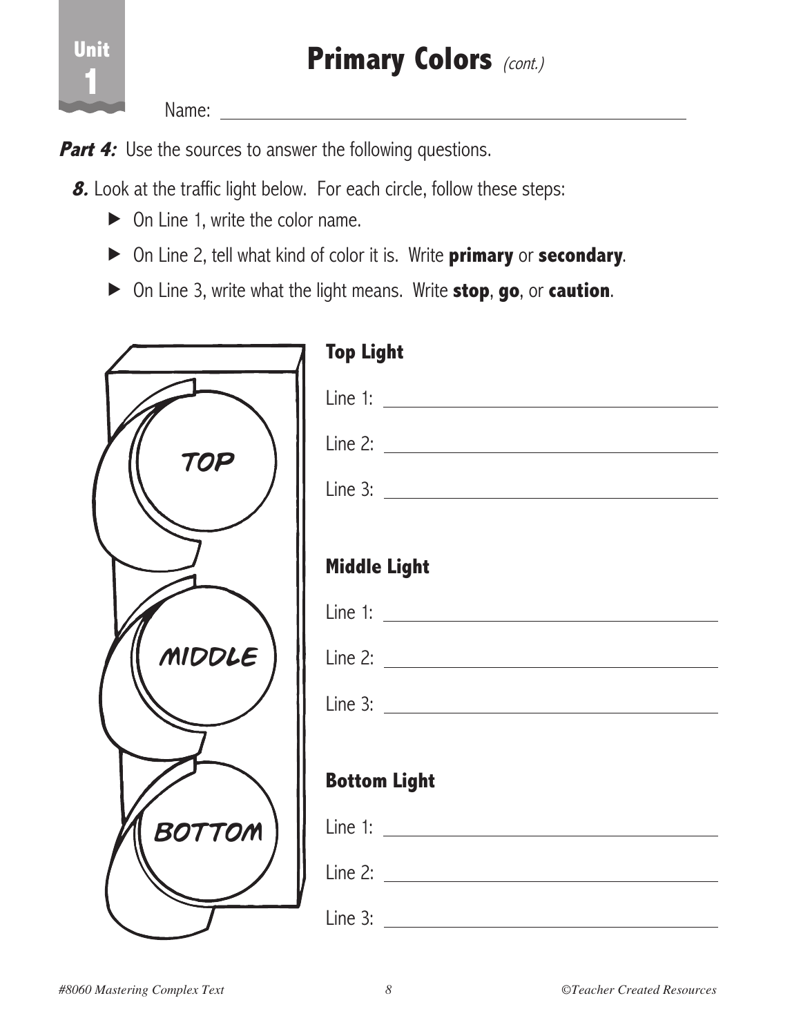Unit 1

# Primary Colors *(cont.)*

Name: ______________________________________________

***Part 4:*** Use the sources to answer the following questions.

***8.*** Look at the traffic light below. For each circle, follow these steps:

- On Line 1, write the color name.
- On Line 2, tell what kind of color it is. Write **primary** or **secondary**.
- On Line 3, write what the light means. Write **stop**, **go**, or **caution**.

TOP

MIDDLE

BOTTOM

**Top Light**

Line 1: ______________________________

Line 2: ______________________________

Line 3: ______________________________

**Middle Light**

Line 1: ______________________________

Line 2: ______________________________

Line 3: ______________________________

**Bottom Light**

Line 1: ______________________________

Line 2: ______________________________

Line 3: ______________________________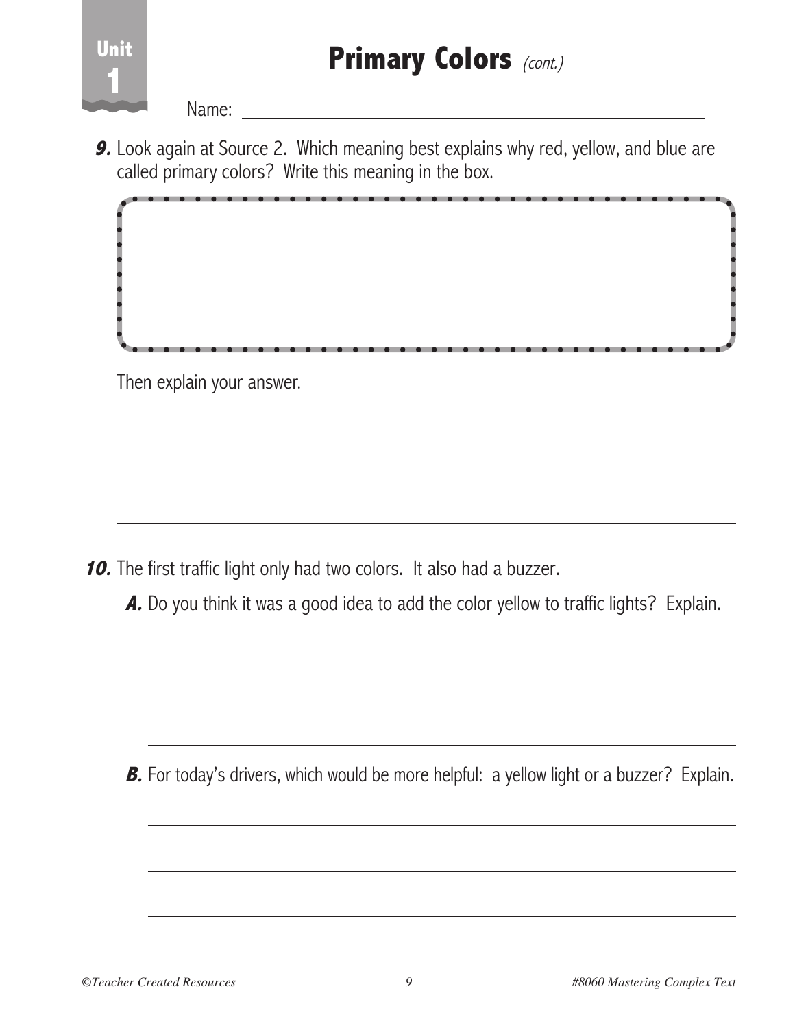# Primary Colors *(cont.)*

Name: ______________________________

***9.*** Look again at Source 2. Which meaning best explains why red, yellow, and blue are called primary colors? Write this meaning in the box.

Then explain your answer.

______________________________

______________________________

______________________________

***10.*** The first traffic light only had two colors. It also had a buzzer.

***A.*** Do you think it was a good idea to add the color yellow to traffic lights? Explain.

______________________________

______________________________

______________________________

***B.*** For today's drivers, which would be more helpful: a yellow light or a buzzer? Explain.

______________________________

______________________________

______________________________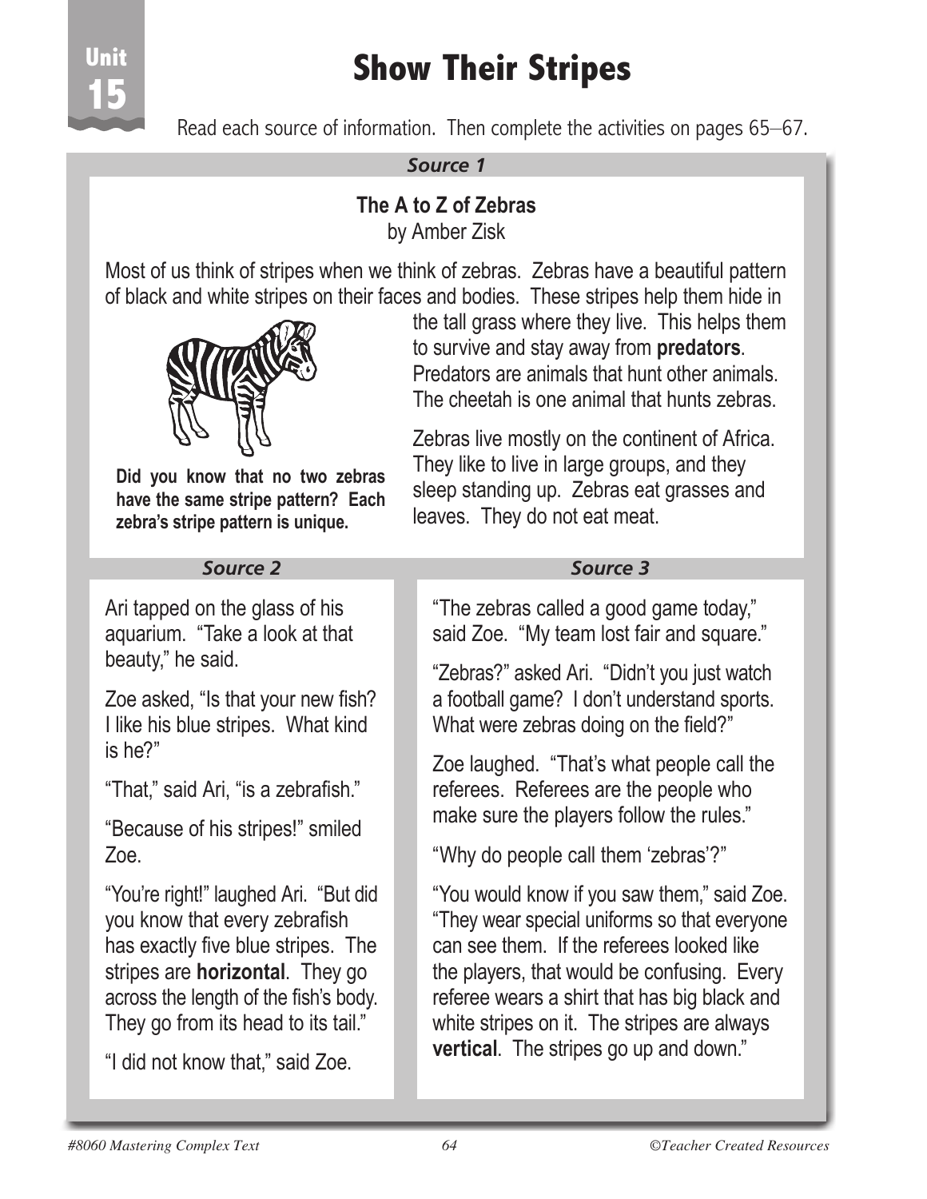Unit 15

# Show Their Stripes

Read each source of information. Then complete the activities on pages 65–67.

## *Source 1*

### The A to Z of Zebras

by Amber Zisk

Most of us think of stripes when we think of zebras. Zebras have a beautiful pattern of black and white stripes on their faces and bodies. These stripes help them hide in the tall grass where they live. This helps them to survive and stay away from **predators**. Predators are animals that hunt other animals. The cheetah is one animal that hunts zebras.

**Did you know that no two zebras have the same stripe pattern? Each zebra's stripe pattern is unique.**

Zebras live mostly on the continent of Africa. They like to live in large groups, and they sleep standing up. Zebras eat grasses and leaves. They do not eat meat.

## *Source 2*

Ari tapped on the glass of his aquarium. "Take a look at that beauty," he said.

Zoe asked, "Is that your new fish? I like his blue stripes. What kind is he?"

"That," said Ari, "is a zebrafish."

"Because of his stripes!" smiled Zoe.

"You're right!" laughed Ari. "But did you know that every zebrafish has exactly five blue stripes. The stripes are **horizontal**. They go across the length of the fish's body. They go from its head to its tail."

"I did not know that," said Zoe.

## *Source 3*

"The zebras called a good game today," said Zoe. "My team lost fair and square."

"Zebras?" asked Ari. "Didn't you just watch a football game? I don't understand sports. What were zebras doing on the field?"

Zoe laughed. "That's what people call the referees. Referees are the people who make sure the players follow the rules."

"Why do people call them 'zebras'?"

"You would know if you saw them," said Zoe. "They wear special uniforms so that everyone can see them. If the referees looked like the players, that would be confusing. Every referee wears a shirt that has big black and white stripes on it. The stripes are always **vertical**. The stripes go up and down."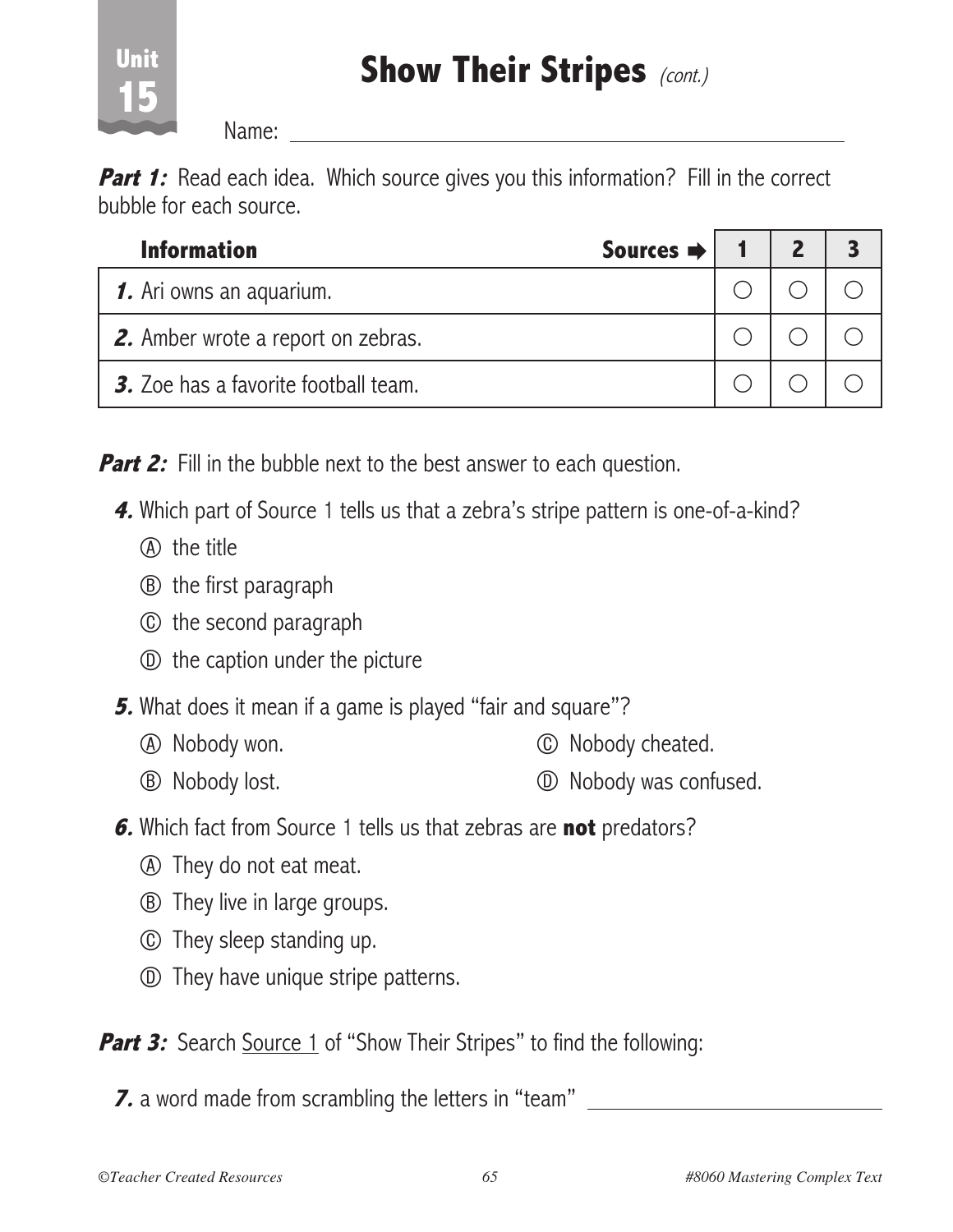Unit 15

# Show Their Stripes *(cont.)*

Name: ______________________________

***Part 1:*** Read each idea. Which source gives you this information? Fill in the correct bubble for each source.

| Information Sources ➡ | 1 | 2 | 3 |
|---|---|---|---|
| ***1.*** Ari owns an aquarium. | ○ | ○ | ○ |
| ***2.*** Amber wrote a report on zebras. | ○ | ○ | ○ |
| ***3.*** Zoe has a favorite football team. | ○ | ○ | ○ |

***Part 2:*** Fill in the bubble next to the best answer to each question.

***4.*** Which part of Source 1 tells us that a zebra's stripe pattern is one-of-a-kind?

Ⓐ the title

Ⓑ the first paragraph

Ⓒ the second paragraph

Ⓓ the caption under the picture

***5.*** What does it mean if a game is played "fair and square"?

Ⓐ Nobody won.

Ⓑ Nobody lost.

Ⓒ Nobody cheated.

Ⓓ Nobody was confused.

***6.*** Which fact from Source 1 tells us that zebras are **not** predators?

Ⓐ They do not eat meat.

Ⓑ They live in large groups.

Ⓒ They sleep standing up.

Ⓓ They have unique stripe patterns.

***Part 3:*** Search Source 1 of "Show Their Stripes" to find the following:

***7.*** a word made from scrambling the letters in "team" ______________________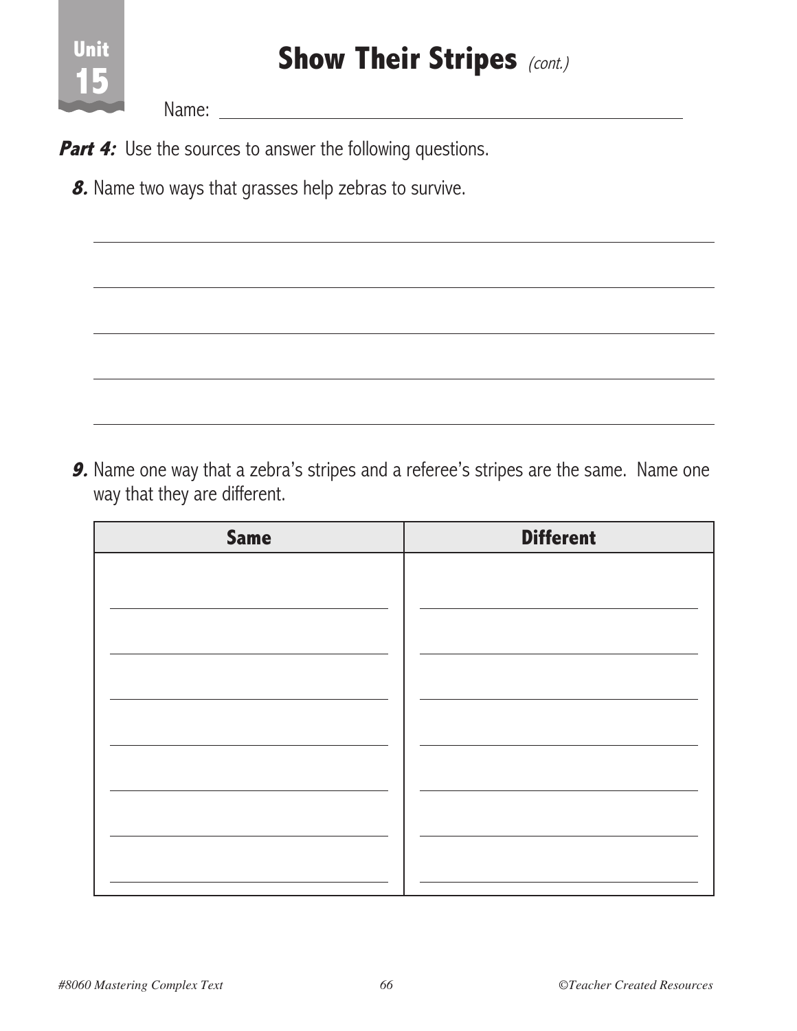Unit 15

# Show Their Stripes *(cont.)*

Name: ______________________________

***Part 4:*** Use the sources to answer the following questions.

***8.*** Name two ways that grasses help zebras to survive.

______________________________________________

______________________________________________

______________________________________________

______________________________________________

______________________________________________

***9.*** Name one way that a zebra's stripes and a referee's stripes are the same. Name one way that they are different.

| Same | Different |
|---|---|
| | |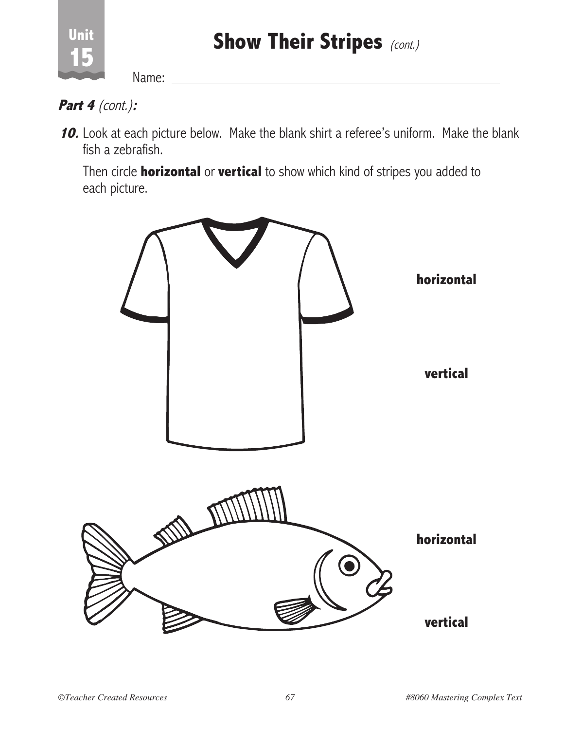Unit 15

# Show Their Stripes *(cont.)*

Name: ______________________________________________

***Part 4** (cont.)***:**

***10.*** Look at each picture below. Make the blank shirt a referee's uniform. Make the blank fish a zebrafish.

Then circle **horizontal** or **vertical** to show which kind of stripes you added to each picture.

**horizontal**

**vertical**

**horizontal**

**vertical**